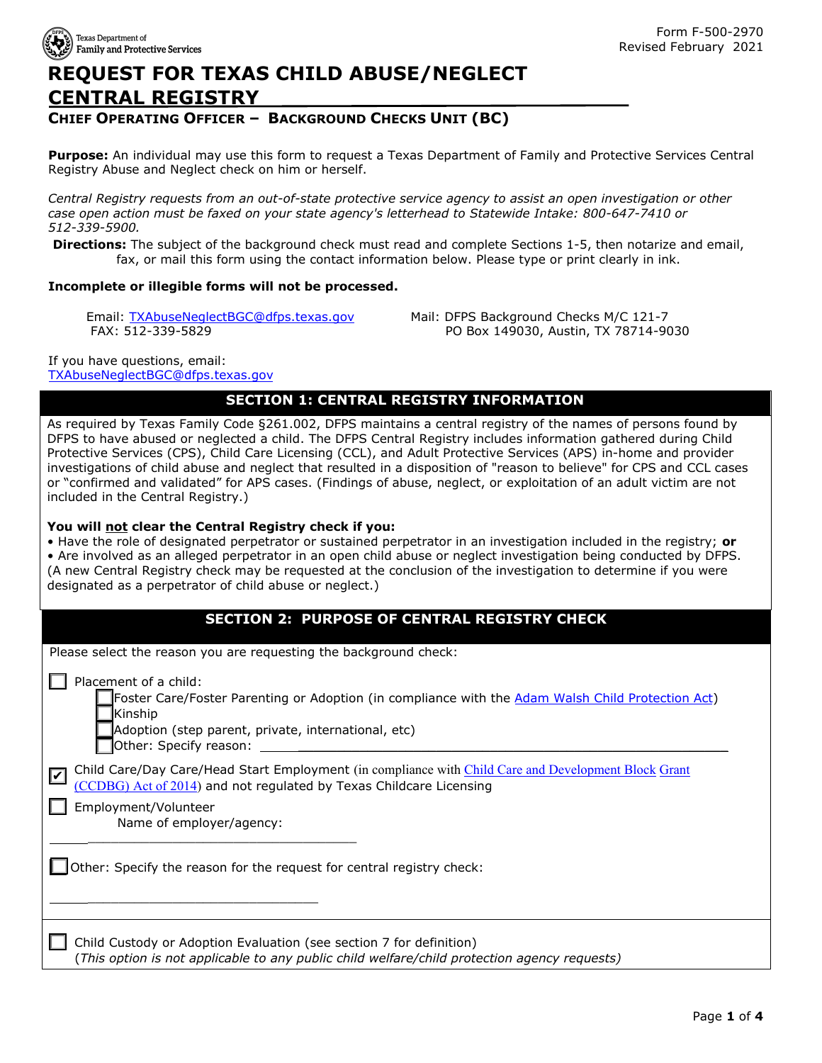Texas Department of Family and Protective Services

Form F-500-2970
Revised February 2021

# REQUEST FOR TEXAS CHILD ABUSE/NEGLECT CENTRAL REGISTRY

## CHIEF OPERATING OFFICER – BACKGROUND CHECKS UNIT (BC)

**Purpose:** An individual may use this form to request a Texas Department of Family and Protective Services Central Registry Abuse and Neglect check on him or herself.

*Central Registry requests from an out-of-state protective service agency to assist an open investigation or other case open action must be faxed on your state agency's letterhead to Statewide Intake: 800-647-7410 or 512-339-5900.*

**Directions:** The subject of the background check must read and complete Sections 1-5, then notarize and email, fax, or mail this form using the contact information below. Please type or print clearly in ink.

**Incomplete or illegible forms will not be processed.**

Email: TXAbuseNeglectBGC@dfps.texas.gov
FAX: 512-339-5829

Mail: DFPS Background Checks M/C 121-7
PO Box 149030, Austin, TX 78714-9030

If you have questions, email:
TXAbuseNeglectBGC@dfps.texas.gov

## SECTION 1: CENTRAL REGISTRY INFORMATION

As required by Texas Family Code §261.002, DFPS maintains a central registry of the names of persons found by DFPS to have abused or neglected a child. The DFPS Central Registry includes information gathered during Child Protective Services (CPS), Child Care Licensing (CCL), and Adult Protective Services (APS) in-home and provider investigations of child abuse and neglect that resulted in a disposition of "reason to believe" for CPS and CCL cases or "confirmed and validated" for APS cases. (Findings of abuse, neglect, or exploitation of an adult victim are not included in the Central Registry.)

**You will not clear the Central Registry check if you:**

- Have the role of designated perpetrator or sustained perpetrator in an investigation included in the registry; **or**
- Are involved as an alleged perpetrator in an open child abuse or neglect investigation being conducted by DFPS.

(A new Central Registry check may be requested at the conclusion of the investigation to determine if you were designated as a perpetrator of child abuse or neglect.)

## SECTION 2: PURPOSE OF CENTRAL REGISTRY CHECK

Please select the reason you are requesting the background check:

- ☐ Placement of a child:
  - ☐ Foster Care/Foster Parenting or Adoption (in compliance with the Adam Walsh Child Protection Act)
  - ☐ Kinship
  - ☐ Adoption (step parent, private, international, etc)
  - ☐ Other: Specify reason: ____________________
- ☑ Child Care/Day Care/Head Start Employment (in compliance with Child Care and Development Block Grant (CCDBG) Act of 2014) and not regulated by Texas Childcare Licensing
- ☐ Employment/Volunteer
  Name of employer/agency: ____________________
- ☐ Other: Specify the reason for the request for central registry check: ____________________
- ☐ Child Custody or Adoption Evaluation (see section 7 for definition)
  (*This option is not applicable to any public child welfare/child protection agency requests*)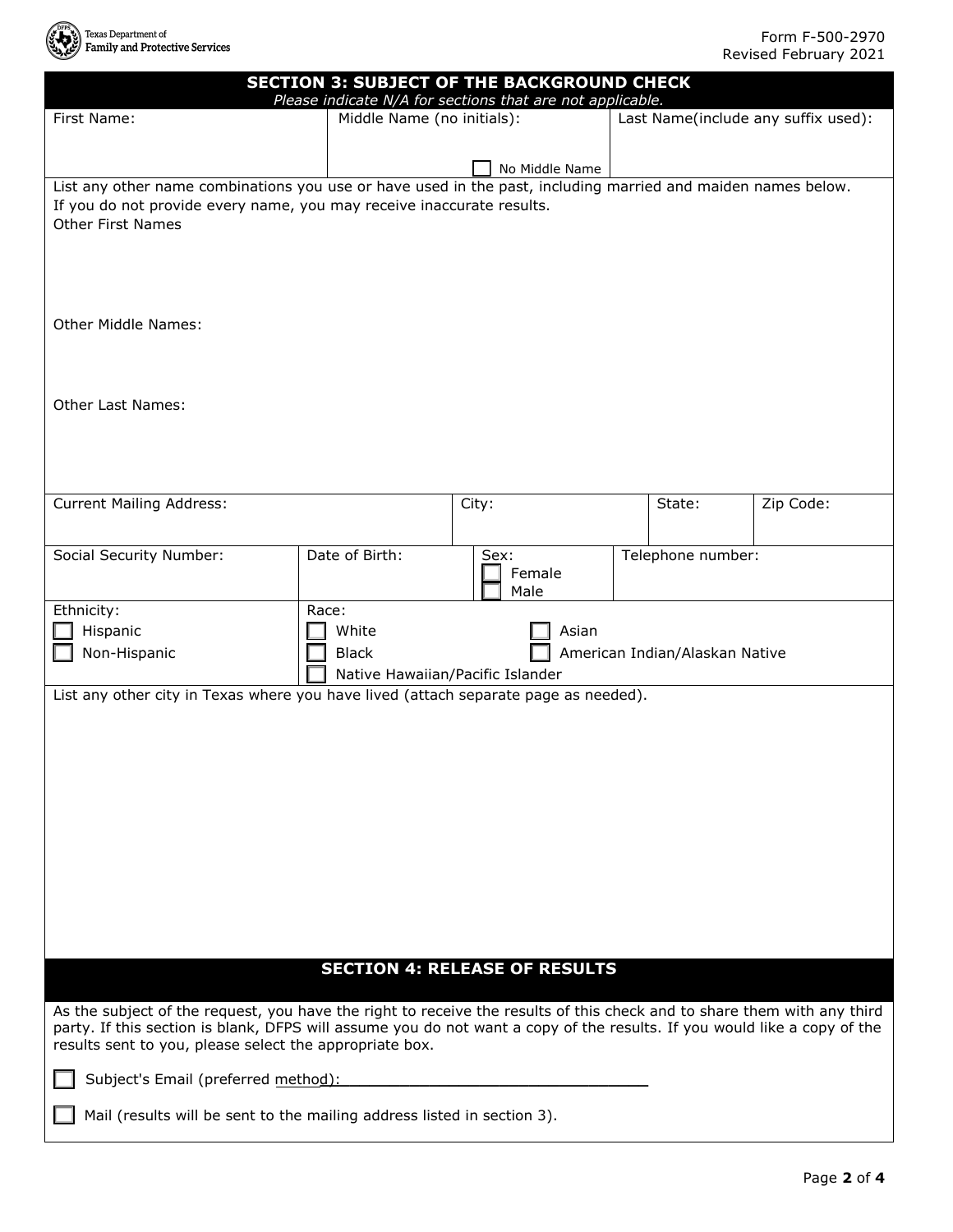## SECTION 3: SUBJECT OF THE BACKGROUND CHECK

*Please indicate N/A for sections that are not applicable.*

| First Name: | Middle Name (no initials): ☐ No Middle Name | Last Name(include any suffix used): |
|---|---|---|
| | | |

List any other name combinations you use or have used in the past, including married and maiden names below. If you do not provide every name, you may receive inaccurate results.

Other First Names

Other Middle Names:

Other Last Names:

| Current Mailing Address: | City: | State: | Zip Code: |
|---|---|---|---|
| | | | |

| Social Security Number: | Date of Birth: | Sex: ☐ Female ☐ Male | Telephone number: |
|---|---|---|---|
| | | | |

**Ethnicity:**
- ☐ Hispanic
- ☐ Non-Hispanic

**Race:**
- ☐ White
- ☐ Asian
- ☐ Black
- ☐ American Indian/Alaskan Native
- ☐ Native Hawaiian/Pacific Islander

List any other city in Texas where you have lived (attach separate page as needed).

## SECTION 4: RELEASE OF RESULTS

As the subject of the request, you have the right to receive the results of this check and to share them with any third party. If this section is blank, DFPS will assume you do not want a copy of the results. If you would like a copy of the results sent to you, please select the appropriate box.

☐ Subject's Email (preferred method): ______________________________

☐ Mail (results will be sent to the mailing address listed in section 3).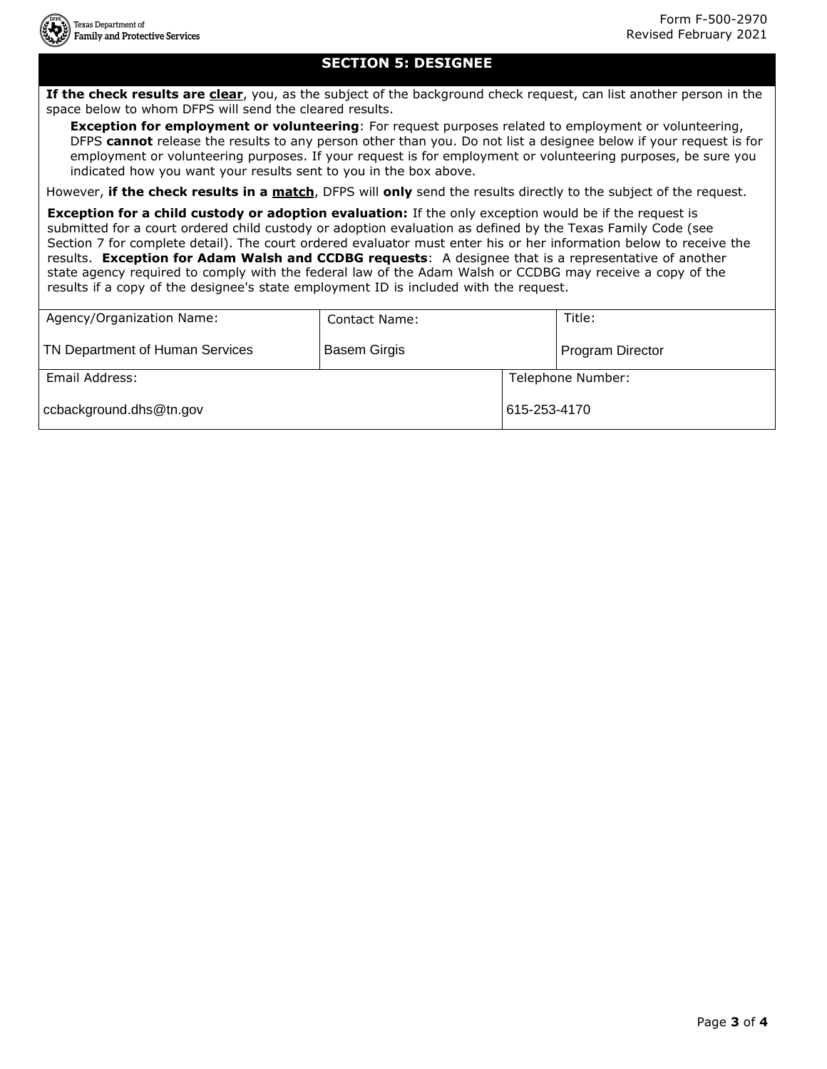## SECTION 5: DESIGNEE

**If the check results are clear**, you, as the subject of the background check request, can list another person in the space below to whom DFPS will send the cleared results.

> **Exception for employment or volunteering**: For request purposes related to employment or volunteering, DFPS **cannot** release the results to any person other than you. Do not list a designee below if your request is for employment or volunteering purposes. If your request is for employment or volunteering purposes, be sure you indicated how you want your results sent to you in the box above.

However, **if the check results in a match**, DFPS will **only** send the results directly to the subject of the request.

**Exception for a child custody or adoption evaluation:** If the only exception would be if the request is submitted for a court ordered child custody or adoption evaluation as defined by the Texas Family Code (see Section 7 for complete detail). The court ordered evaluator must enter his or her information below to receive the results. **Exception for Adam Walsh and CCDBG requests**: A designee that is a representative of another state agency required to comply with the federal law of the Adam Walsh or CCDBG may receive a copy of the results if a copy of the designee's state employment ID is included with the request.

| Agency/Organization Name: | Contact Name: | Title: |
|---|---|---|
| TN Department of Human Services | Basem Girgis | Program Director |

| Email Address: | Telephone Number: |
|---|---|
| ccbackground.dhs@tn.gov | 615-253-4170 |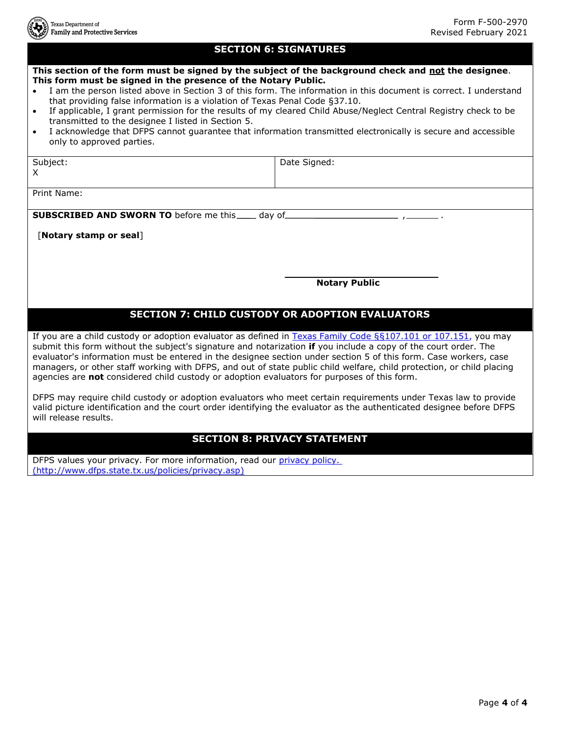## SECTION 6: SIGNATURES

**This section of the form must be signed by the subject of the background check and not the designee. This form must be signed in the presence of the Notary Public.**

- I am the person listed above in Section 3 of this form. The information in this document is correct. I understand that providing false information is a violation of Texas Penal Code §37.10.
- If applicable, I grant permission for the results of my cleared Child Abuse/Neglect Central Registry check to be transmitted to the designee I listed in Section 5.
- I acknowledge that DFPS cannot guarantee that information transmitted electronically is secure and accessible only to approved parties.

| | |
|---|---|
| Subject:<br>X | Date Signed: |
| Print Name: | |

**SUBSCRIBED AND SWORN TO** before me this____ day of____________________ , ______ .

[**Notary stamp or seal**]

______________________________
**Notary Public**

## SECTION 7: CHILD CUSTODY OR ADOPTION EVALUATORS

If you are a child custody or adoption evaluator as defined in Texas Family Code §§107.101 or 107.151, you may submit this form without the subject's signature and notarization **if** you include a copy of the court order. The evaluator's information must be entered in the designee section under section 5 of this form. Case workers, case managers, or other staff working with DFPS, and out of state public child welfare, child protection, or child placing agencies are **not** considered child custody or adoption evaluators for purposes of this form.

DFPS may require child custody or adoption evaluators who meet certain requirements under Texas law to provide valid picture identification and the court order identifying the evaluator as the authenticated designee before DFPS will release results.

## SECTION 8: PRIVACY STATEMENT

DFPS values your privacy. For more information, read our privacy policy. (http://www.dfps.state.tx.us/policies/privacy.asp)